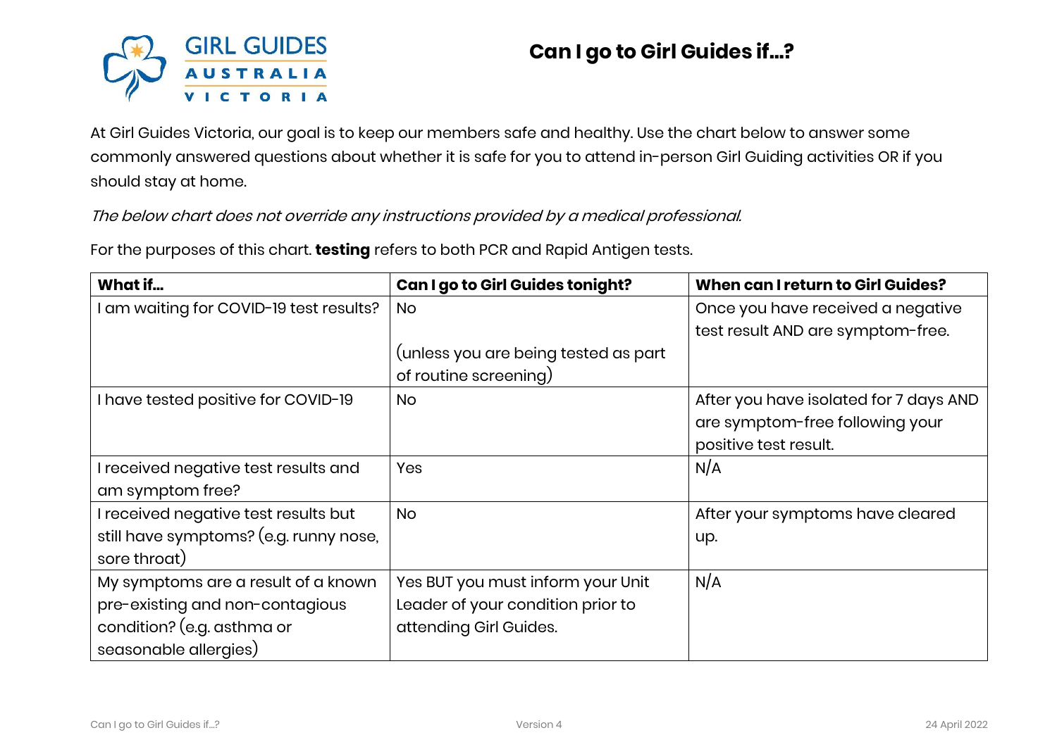# Can I go to Girl Guides if...?

At Girl Guides Victoria, our goal is to keep our members safe and healthy. Use the chart below to answer some commonly answered questions about whether it is safe for you to attend in-person Girl Guiding activities OR if you should stay at home.

*The below chart does not override any instructions provided by a medical professional.*

For the purposes of this chart. **testing** refers to both PCR and Rapid Antigen tests.

| What if... | Can I go to Girl Guides tonight? | When can I return to Girl Guides? |
|---|---|---|
| I am waiting for COVID-19 test results? | No<br><br>(unless you are being tested as part of routine screening) | Once you have received a negative test result AND are symptom-free. |
| I have tested positive for COVID-19 | No | After you have isolated for 7 days AND are symptom-free following your positive test result. |
| I received negative test results and am symptom free? | Yes | N/A |
| I received negative test results but still have symptoms? (e.g. runny nose, sore throat) | No | After your symptoms have cleared up. |
| My symptoms are a result of a known pre-existing and non-contagious condition? (e.g. asthma or seasonable allergies) | Yes BUT you must inform your Unit Leader of your condition prior to attending Girl Guides. | N/A |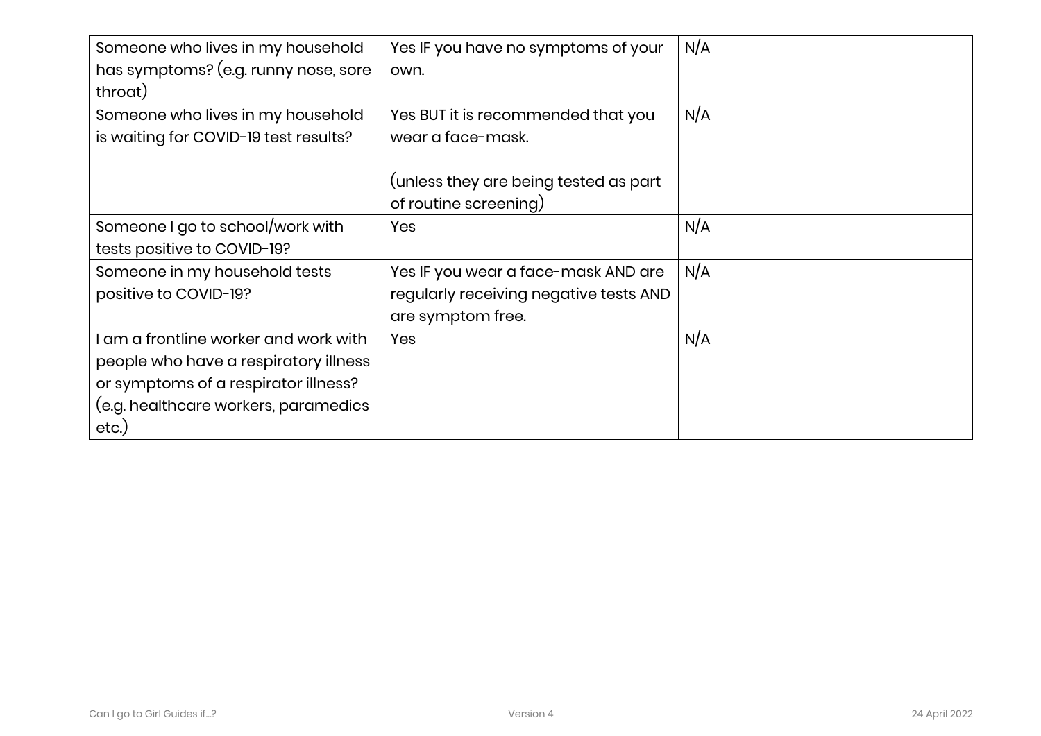| | | |
|---|---|---|
| Someone who lives in my household has symptoms? (e.g. runny nose, sore throat) | Yes IF you have no symptoms of your own. | N/A |
| Someone who lives in my household is waiting for COVID-19 test results? | Yes BUT it is recommended that you wear a face-mask.<br><br>(unless they are being tested as part of routine screening) | N/A |
| Someone I go to school/work with tests positive to COVID-19? | Yes | N/A |
| Someone in my household tests positive to COVID-19? | Yes IF you wear a face-mask AND are regularly receiving negative tests AND are symptom free. | N/A |
| I am a frontline worker and work with people who have a respiratory illness or symptoms of a respirator illness? (e.g. healthcare workers, paramedics etc.) | Yes | N/A |